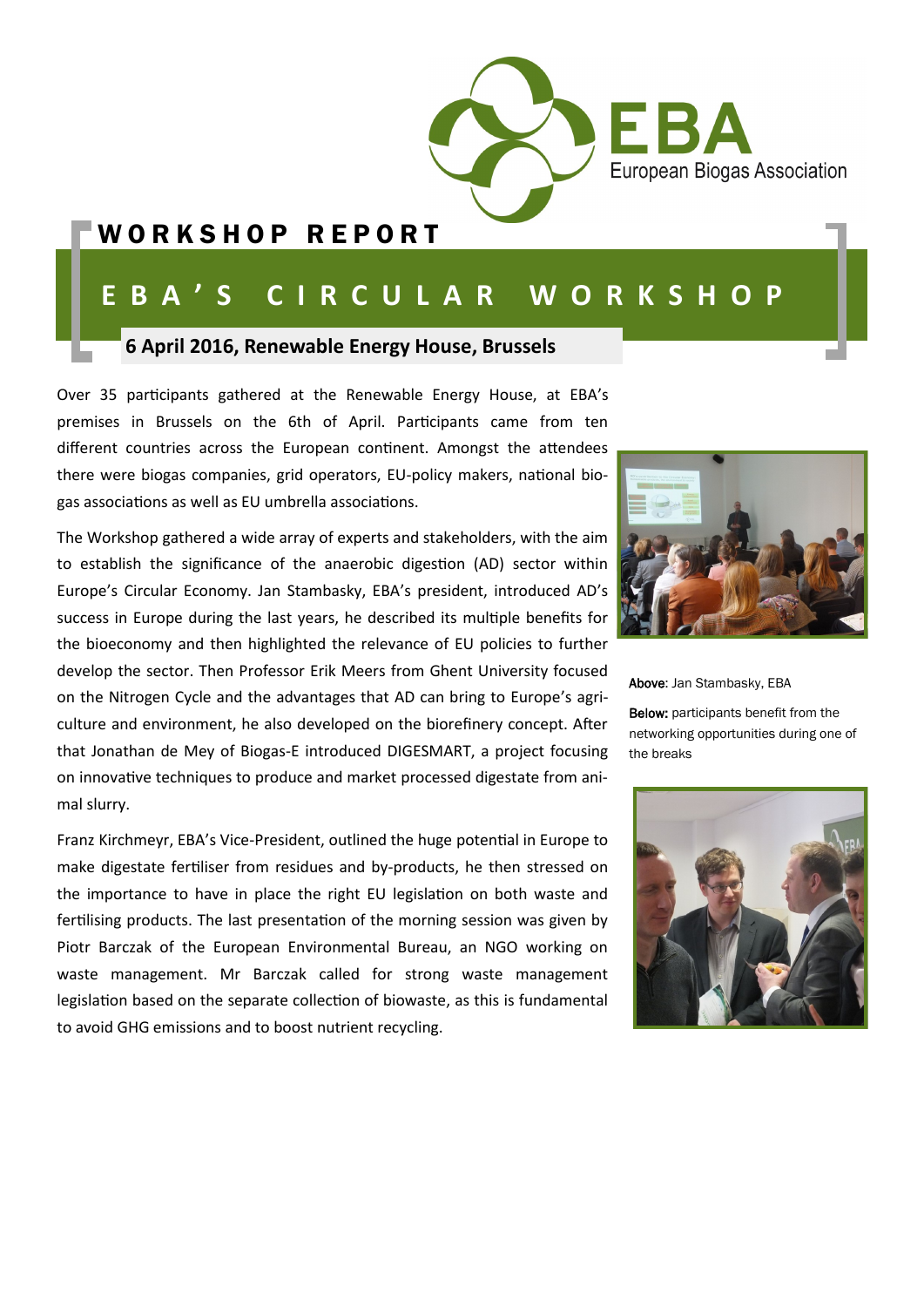WORKSHOP REPORT

# EBA'S CIRCULAR WORKSHOP

**6 April 2016, Renewable Energy House, Brussels**

Over 35 participants gathered at the Renewable Energy House, at EBA's premises in Brussels on the 6th of April. Participants came from ten different countries across the European continent. Amongst the attendees there were biogas companies, grid operators, EU-policy makers, national biogas associations as well as EU umbrella associations.

The Workshop gathered a wide array of experts and stakeholders, with the aim to establish the significance of the anaerobic digestion (AD) sector within Europe's Circular Economy. Jan Stambasky, EBA's president, introduced AD's success in Europe during the last years, he described its multiple benefits for the bioeconomy and then highlighted the relevance of EU policies to further develop the sector. Then Professor Erik Meers from Ghent University focused on the Nitrogen Cycle and the advantages that AD can bring to Europe's agriculture and environment, he also developed on the biorefinery concept. After that Jonathan de Mey of Biogas-E introduced DIGESMART, a project focusing on innovative techniques to produce and market processed digestate from animal slurry.

Franz Kirchmeyr, EBA's Vice-President, outlined the huge potential in Europe to make digestate fertiliser from residues and by-products, he then stressed on the importance to have in place the right EU legislation on both waste and fertilising products. The last presentation of the morning session was given by Piotr Barczak of the European Environmental Bureau, an NGO working on waste management. Mr Barczak called for strong waste management legislation based on the separate collection of biowaste, as this is fundamental to avoid GHG emissions and to boost nutrient recycling.

**Above**: Jan Stambasky, EBA

**Below:** participants benefit from the networking opportunities during one of the breaks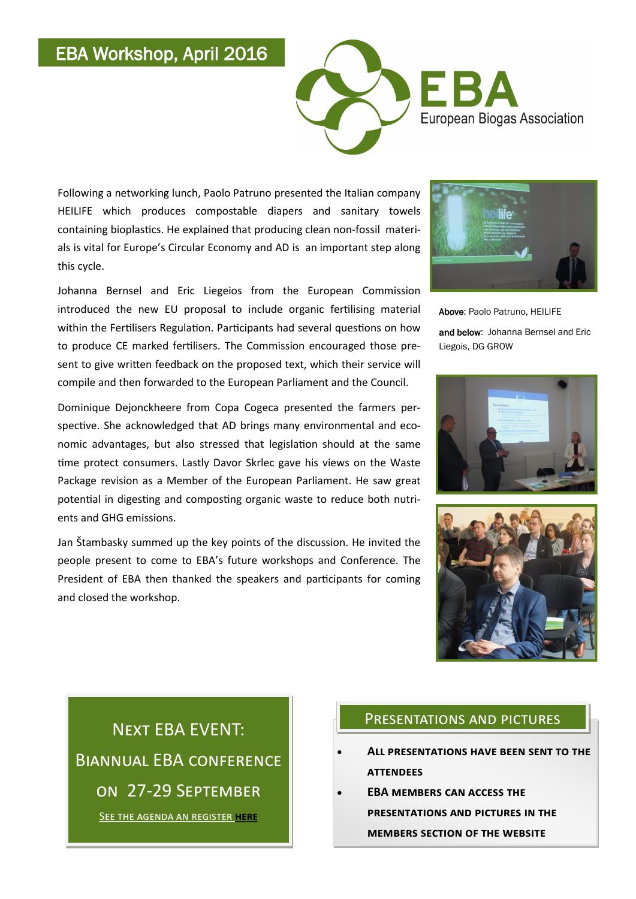# EBA Workshop, April 2016

EBA
European Biogas Association

Following a networking lunch, Paolo Patruno presented the Italian company HEILIFE which produces compostable diapers and sanitary towels containing bioplastics. He explained that producing clean non-fossil materials is vital for Europe's Circular Economy and AD is an important step along this cycle.

Johanna Bernsel and Eric Liegeios from the European Commission introduced the new EU proposal to include organic fertilising material within the Fertilisers Regulation. Participants had several questions on how to produce CE marked fertilisers. The Commission encouraged those present to give written feedback on the proposed text, which their service will compile and then forwarded to the European Parliament and the Council.

Dominique Dejonckheere from Copa Cogeca presented the farmers perspective. She acknowledged that AD brings many environmental and economic advantages, but also stressed that legislation should at the same time protect consumers. Lastly Davor Skrlec gave his views on the Waste Package revision as a Member of the European Parliament. He saw great potential in digesting and composting organic waste to reduce both nutrients and GHG emissions.

Jan Štambasky summed up the key points of the discussion. He invited the people present to come to EBA's future workshops and Conference. The President of EBA then thanked the speakers and participants for coming and closed the workshop.

**Above**: Paolo Patruno, HEILIFE

**and below**: Johanna Bernsel and Eric Liegois, DG GROW

## Next EBA event: Biannual EBA conference on 27-29 September

See the agenda an register **here**

## Presentations and pictures

- **All presentations have been sent to the attendees**
- **EBA members can access the presentations and pictures in the members section of the website**